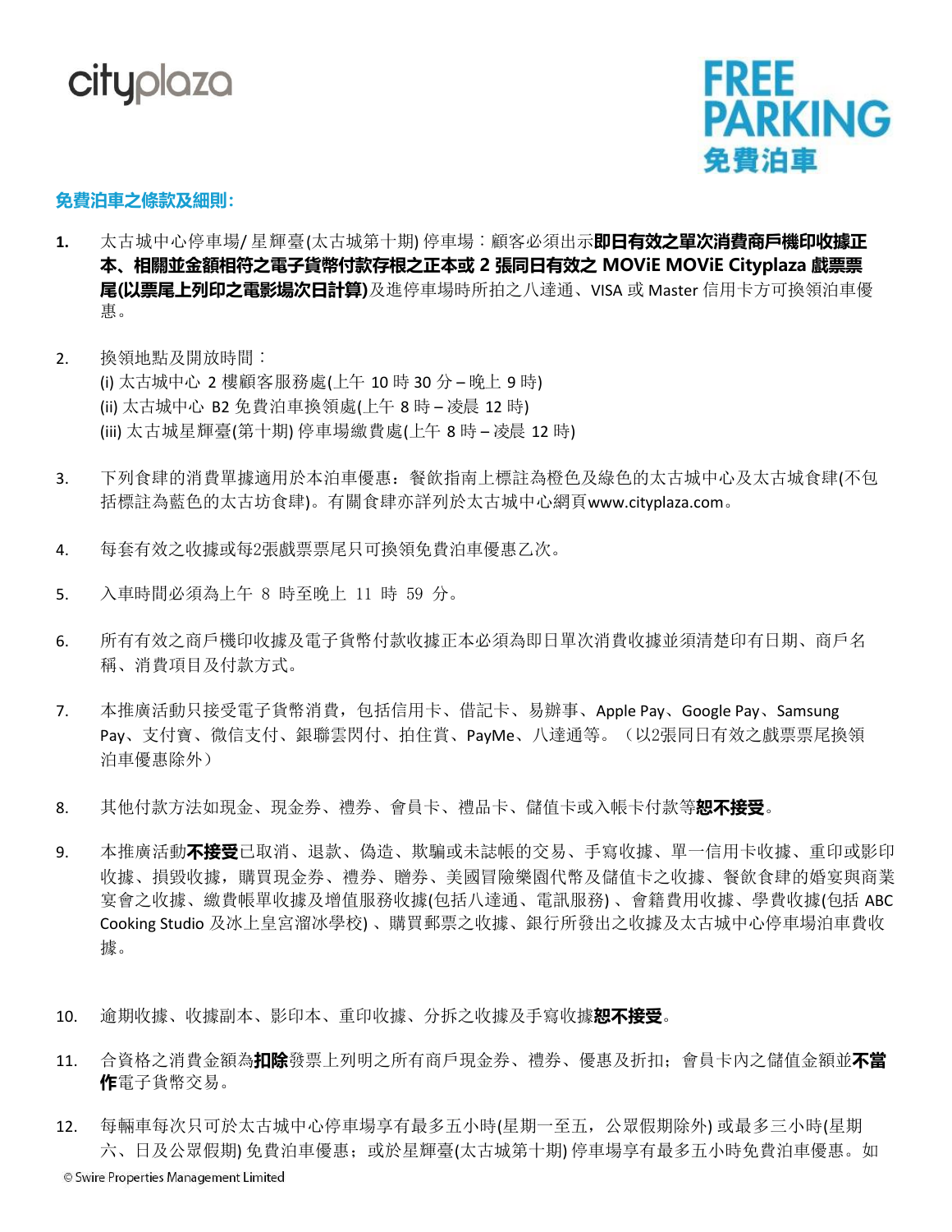cityplaza

**FREE PARKING**
**免費泊車**

**免費泊車之條款及細則：**

1. 太古城中心停車場/ 星輝臺(太古城第十期) 停車場：顧客必須出示**即日有效之單次消費商戶機印收據正本、相關並金額相符之電子貨幣付款存根之正本或 2 張同日有效之 MOViE MOViE Cityplaza 戲票票尾(以票尾上列印之電影場次日計算)**及進停車場時所拍之八達通、VISA 或 Master 信用卡方可換領泊車優惠。

2. 換領地點及開放時間：
   (i) 太古城中心 2 樓顧客服務處(上午 10 時 30 分 – 晚上 9 時)
   (ii) 太古城中心 B2 免費泊車換領處(上午 8 時 – 凌晨 12 時)
   (iii) 太古城星輝臺(第十期) 停車場繳費處(上午 8 時 – 凌晨 12 時)

3. 下列食肆的消費單據適用於本泊車優惠：餐飲指南上標註為橙色及綠色的太古城中心及太古城食肆(不包括標註為藍色的太古坊食肆)。有關食肆亦詳列於太古城中心網頁www.cityplaza.com。

4. 每套有效之收據或每2張戲票票尾只可換領免費泊車優惠乙次。

5. 入車時間必須為上午 8 時至晚上 11 時 59 分。

6. 所有有效之商戶機印收據及電子貨幣付款收據正本必須為即日單次消費收據並須清楚印有日期、商戶名稱、消費項目及付款方式。

7. 本推廣活動只接受電子貨幣消費，包括信用卡、借記卡、易辦事、Apple Pay、Google Pay、Samsung Pay、支付寶、微信支付、銀聯雲閃付、拍住賞、PayMe、八達通等。（以2張同日有效之戲票票尾換領泊車優惠除外）

8. 其他付款方法如現金、現金券、禮券、會員卡、禮品卡、儲值卡或入帳卡付款等**恕不接受**。

9. 本推廣活動**不接受**已取消、退款、偽造、欺騙或未誌帳的交易、手寫收據、單一信用卡收據、重印或影印收據、損毀收據，購買現金券、禮券、贈券、美國冒險樂園代幣及儲值卡之收據、餐飲食肆的婚宴與商業宴會之收據、繳費帳單收據及增值服務收據(包括八達通、電訊服務)、會籍費用收據、學費收據(包括 ABC Cooking Studio 及冰上皇宮溜冰學校)、購買郵票之收據、銀行所發出之收據及太古城中心停車場泊車費收據。

10. 逾期收據、收據副本、影印本、重印收據、分拆之收據及手寫收據**恕不接受**。

11. 合資格之消費金額為**扣除**發票上列明之所有商戶現金券、禮券、優惠及折扣；會員卡內之儲值金額並**不當作**電子貨幣交易。

12. 每輛車每次只可於太古城中心停車場享有最多五小時(星期一至五，公眾假期除外) 或最多三小時(星期六、日及公眾假期) 免費泊車優惠；或於星輝臺(太古城第十期) 停車場享有最多五小時免費泊車優惠。如

© Swire Properties Management Limited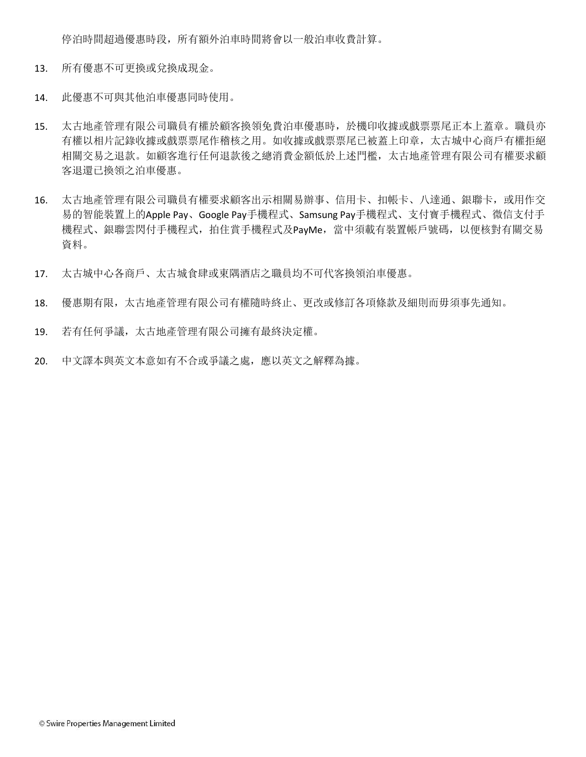停泊時間超過優惠時段，所有額外泊車時間將會以一般泊車收費計算。

13. 所有優惠不可更換或兌換成現金。

14. 此優惠不可與其他泊車優惠同時使用。

15. 太古地產管理有限公司職員有權於顧客換領免費泊車優惠時，於機印收據或戲票票尾正本上蓋章。職員亦有權以相片記錄收據或戲票票尾作稽核之用。如收據或戲票票尾已被蓋上印章，太古城中心商戶有權拒絕相關交易之退款。如顧客進行任何退款後之總消費金額低於上述門檻，太古地產管理有限公司有權要求顧客退還已換領之泊車優惠。

16. 太古地產管理有限公司職員有權要求顧客出示相關易辦事、信用卡、扣帳卡、八達通、銀聯卡，或用作交易的智能裝置上的Apple Pay、Google Pay手機程式、Samsung Pay手機程式、支付寶手機程式、微信支付手機程式、銀聯雲閃付手機程式，拍住賞手機程式及PayMe，當中須載有裝置帳戶號碼，以便核對有關交易資料。

17. 太古城中心各商戶、太古城食肆或東隅酒店之職員均不可代客換領泊車優惠。

18. 優惠期有限，太古地產管理有限公司有權隨時終止、更改或修訂各項條款及細則而毋須事先通知。

19. 若有任何爭議，太古地產管理有限公司擁有最終決定權。

20. 中文譯本與英文本意如有不合或爭議之處，應以英文之解釋為據。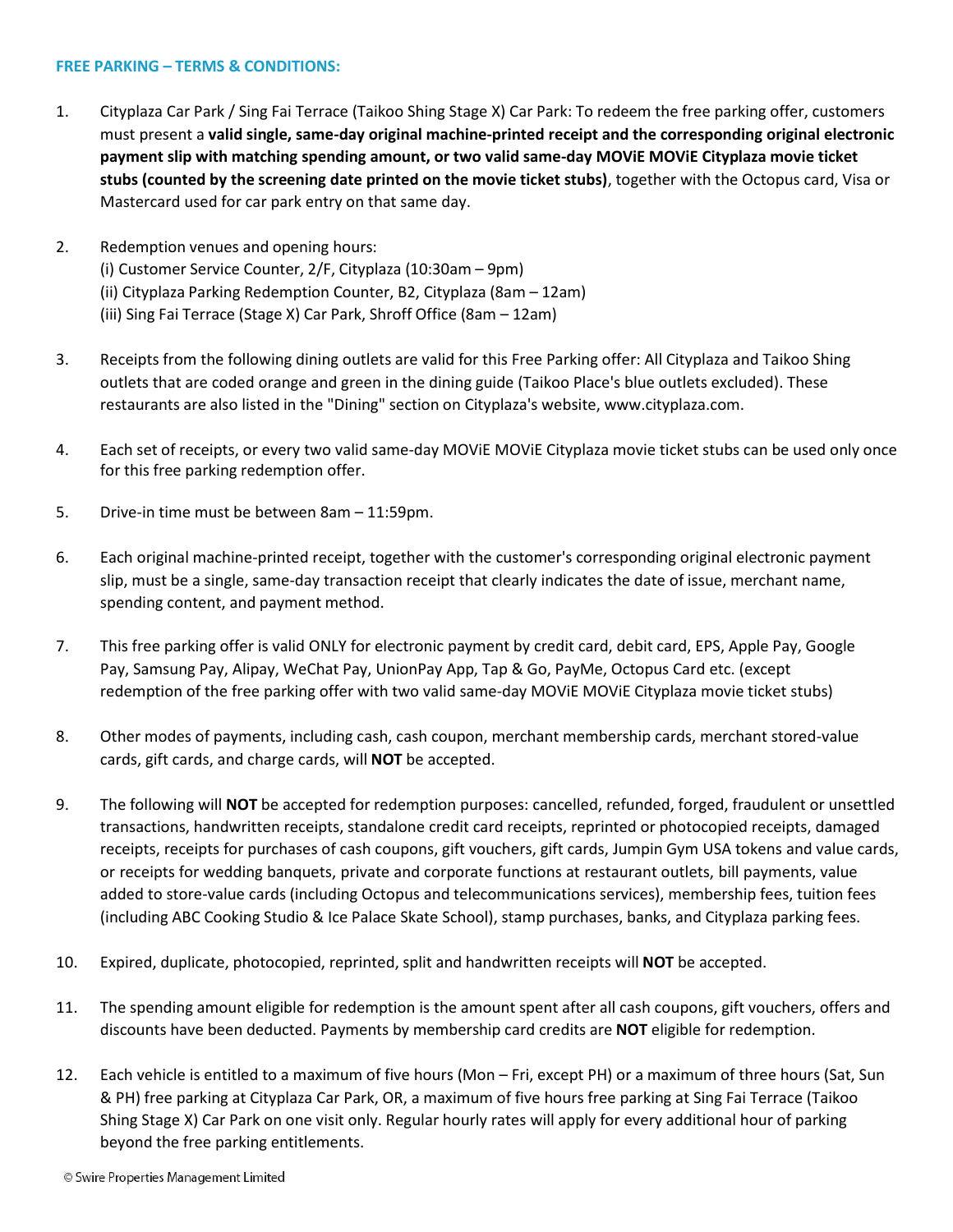**FREE PARKING – TERMS & CONDITIONS:**

1. Cityplaza Car Park / Sing Fai Terrace (Taikoo Shing Stage X) Car Park: To redeem the free parking offer, customers must present a **valid single, same-day original machine-printed receipt and the corresponding original electronic payment slip with matching spending amount, or two valid same-day MOViE MOViE Cityplaza movie ticket stubs (counted by the screening date printed on the movie ticket stubs)**, together with the Octopus card, Visa or Mastercard used for car park entry on that same day.

2. Redemption venues and opening hours:
   (i) Customer Service Counter, 2/F, Cityplaza (10:30am – 9pm)
   (ii) Cityplaza Parking Redemption Counter, B2, Cityplaza (8am – 12am)
   (iii) Sing Fai Terrace (Stage X) Car Park, Shroff Office (8am – 12am)

3. Receipts from the following dining outlets are valid for this Free Parking offer: All Cityplaza and Taikoo Shing outlets that are coded orange and green in the dining guide (Taikoo Place's blue outlets excluded). These restaurants are also listed in the "Dining" section on Cityplaza's website, www.cityplaza.com.

4. Each set of receipts, or every two valid same-day MOViE MOViE Cityplaza movie ticket stubs can be used only once for this free parking redemption offer.

5. Drive-in time must be between 8am – 11:59pm.

6. Each original machine-printed receipt, together with the customer's corresponding original electronic payment slip, must be a single, same-day transaction receipt that clearly indicates the date of issue, merchant name, spending content, and payment method.

7. This free parking offer is valid ONLY for electronic payment by credit card, debit card, EPS, Apple Pay, Google Pay, Samsung Pay, Alipay, WeChat Pay, UnionPay App, Tap & Go, PayMe, Octopus Card etc. (except redemption of the free parking offer with two valid same-day MOViE MOViE Cityplaza movie ticket stubs)

8. Other modes of payments, including cash, cash coupon, merchant membership cards, merchant stored-value cards, gift cards, and charge cards, will **NOT** be accepted.

9. The following will **NOT** be accepted for redemption purposes: cancelled, refunded, forged, fraudulent or unsettled transactions, handwritten receipts, standalone credit card receipts, reprinted or photocopied receipts, damaged receipts, receipts for purchases of cash coupons, gift vouchers, gift cards, Jumpin Gym USA tokens and value cards, or receipts for wedding banquets, private and corporate functions at restaurant outlets, bill payments, value added to store-value cards (including Octopus and telecommunications services), membership fees, tuition fees (including ABC Cooking Studio & Ice Palace Skate School), stamp purchases, banks, and Cityplaza parking fees.

10. Expired, duplicate, photocopied, reprinted, split and handwritten receipts will **NOT** be accepted.

11. The spending amount eligible for redemption is the amount spent after all cash coupons, gift vouchers, offers and discounts have been deducted. Payments by membership card credits are **NOT** eligible for redemption.

12. Each vehicle is entitled to a maximum of five hours (Mon – Fri, except PH) or a maximum of three hours (Sat, Sun & PH) free parking at Cityplaza Car Park, OR, a maximum of five hours free parking at Sing Fai Terrace (Taikoo Shing Stage X) Car Park on one visit only. Regular hourly rates will apply for every additional hour of parking beyond the free parking entitlements.

© Swire Properties Management Limited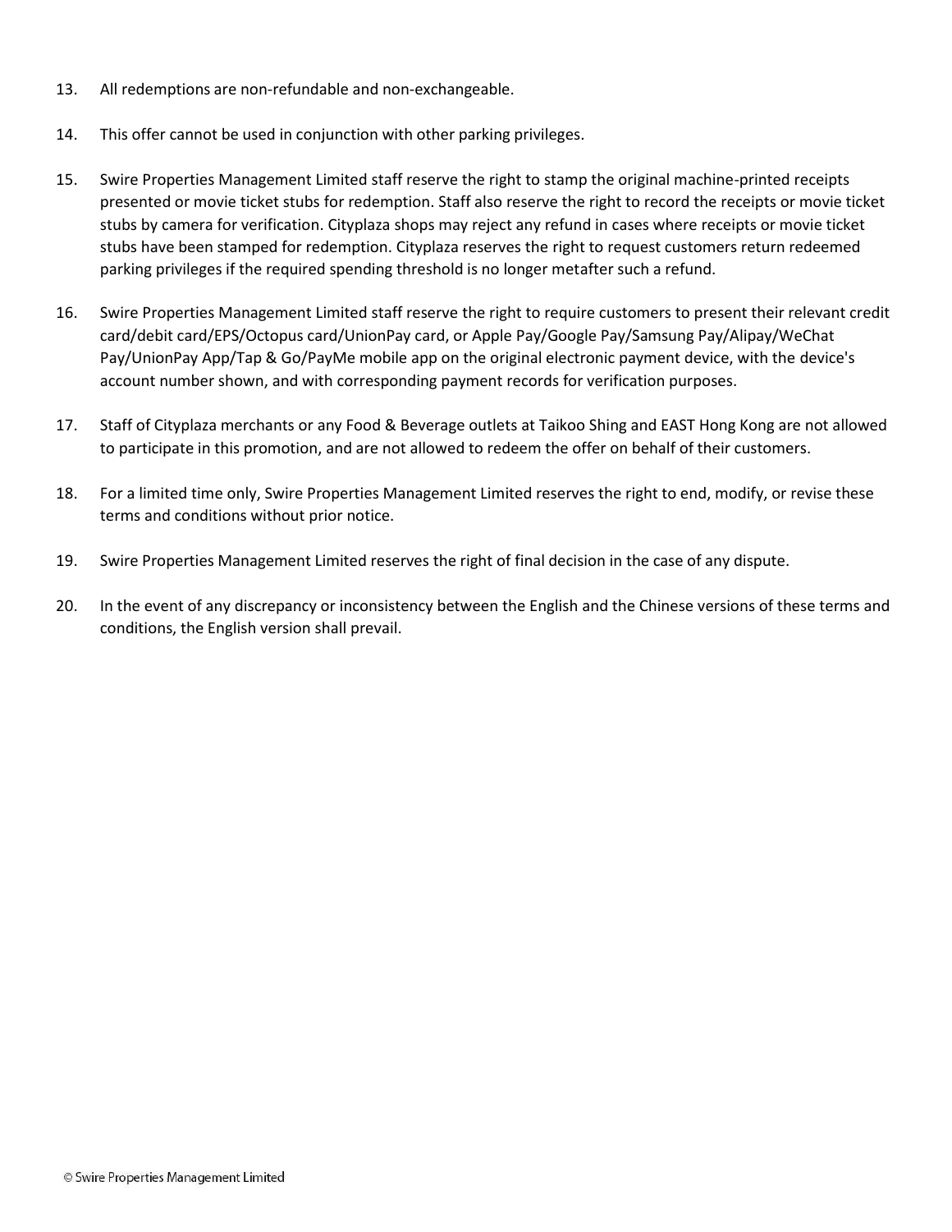13. All redemptions are non-refundable and non-exchangeable.

14. This offer cannot be used in conjunction with other parking privileges.

15. Swire Properties Management Limited staff reserve the right to stamp the original machine-printed receipts presented or movie ticket stubs for redemption. Staff also reserve the right to record the receipts or movie ticket stubs by camera for verification. Cityplaza shops may reject any refund in cases where receipts or movie ticket stubs have been stamped for redemption. Cityplaza reserves the right to request customers return redeemed parking privileges if the required spending threshold is no longer metafter such a refund.

16. Swire Properties Management Limited staff reserve the right to require customers to present their relevant credit card/debit card/EPS/Octopus card/UnionPay card, or Apple Pay/Google Pay/Samsung Pay/Alipay/WeChat Pay/UnionPay App/Tap & Go/PayMe mobile app on the original electronic payment device, with the device's account number shown, and with corresponding payment records for verification purposes.

17. Staff of Cityplaza merchants or any Food & Beverage outlets at Taikoo Shing and EAST Hong Kong are not allowed to participate in this promotion, and are not allowed to redeem the offer on behalf of their customers.

18. For a limited time only, Swire Properties Management Limited reserves the right to end, modify, or revise these terms and conditions without prior notice.

19. Swire Properties Management Limited reserves the right of final decision in the case of any dispute.

20. In the event of any discrepancy or inconsistency between the English and the Chinese versions of these terms and conditions, the English version shall prevail.